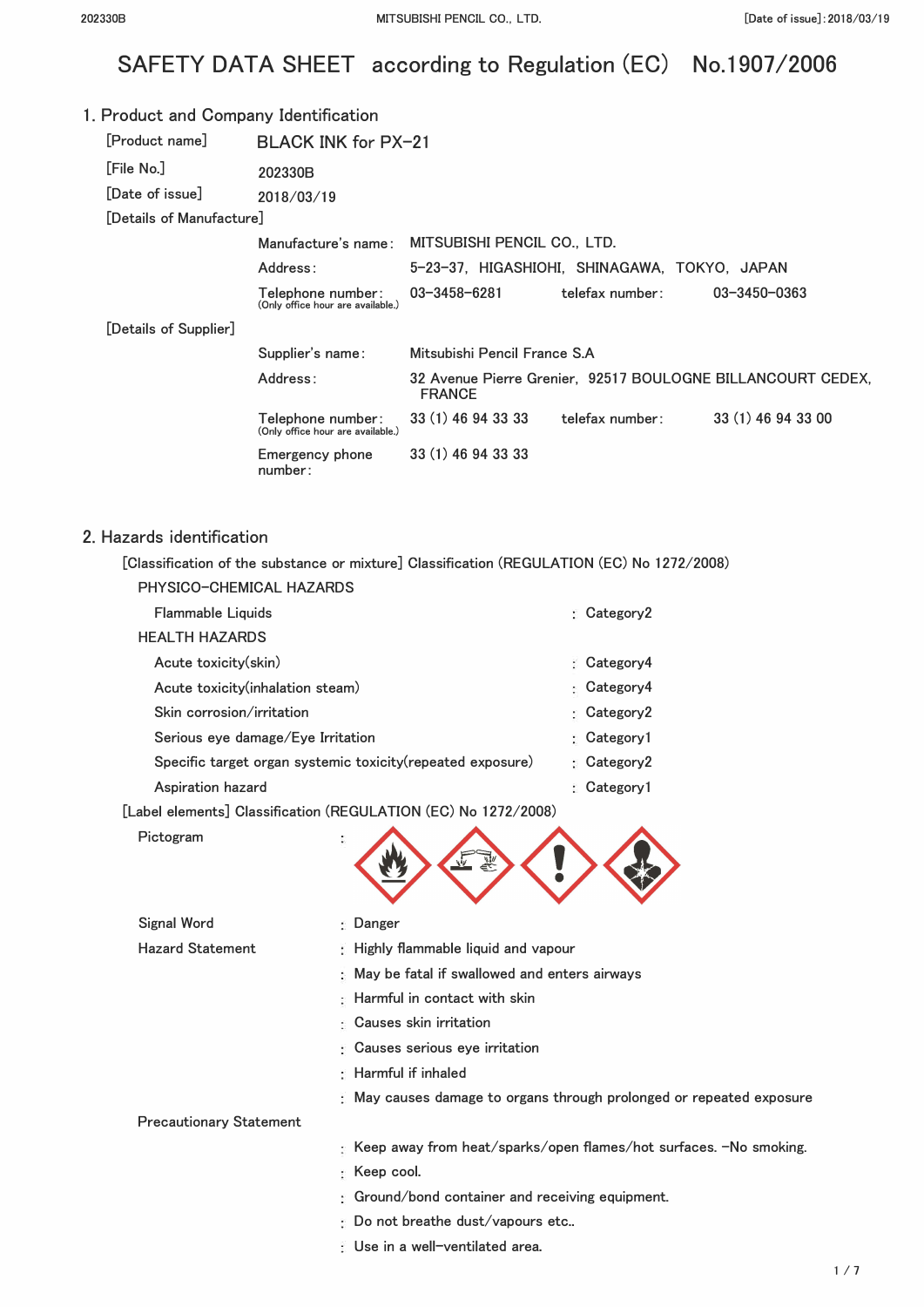# SAFETY DATA SHEET according to Regulation (EC) No.1907/2006

## 1. Product and Company Identification

[Product name] BLACK INK for PX-21

[File No.] 202330B

[Date of issue] 2018/03/19

[Details of Manufacture]

| | |
|---|---|
| Manufacture's name: | MITSUBISHI PENCIL CO., LTD. |
| Address: | 5-23-37, HIGASHIOHI, SHINAGAWA, TOKYO, JAPAN |
| Telephone number: (Only office hour are available.) | 03-3458-6281 telefax number: 03-3450-0363 |

[Details of Supplier]

| | |
|---|---|
| Supplier's name: | Mitsubishi Pencil France S.A |
| Address: | 32 Avenue Pierre Grenier, 92517 BOULOGNE BILLANCOURT CEDEX, FRANCE |
| Telephone number: (Only office hour are available.) | 33 (1) 46 94 33 33 telefax number: 33 (1) 46 94 33 00 |
| Emergency phone number: | 33 (1) 46 94 33 33 |

## 2. Hazards identification

[Classification of the substance or mixture] Classification (REGULATION (EC) No 1272/2008)

PHYSICO-CHEMICAL HAZARDS

| | |
|---|---|
| Flammable Liquids | : Category2 |

HEALTH HAZARDS

| | |
|---|---|
| Acute toxicity(skin) | : Category4 |
| Acute toxicity(inhalation steam) | : Category4 |
| Skin corrosion/irritation | : Category2 |
| Serious eye damage/Eye Irritation | : Category1 |
| Specific target organ systemic toxicity(repeated exposure) | : Category2 |
| Aspiration hazard | : Category1 |

[Label elements] Classification (REGULATION (EC) No 1272/2008)

Pictogram :

Signal Word : Danger

Hazard Statement
: Highly flammable liquid and vapour
: May be fatal if swallowed and enters airways
: Harmful in contact with skin
: Causes skin irritation
: Causes serious eye irritation
: Harmful if inhaled
: May causes damage to organs through prolonged or repeated exposure

Precautionary Statement
: Keep away from heat/sparks/open flames/hot surfaces. -No smoking.
: Keep cool.
: Ground/bond container and receiving equipment.
: Do not breathe dust/vapours etc..
: Use in a well-ventilated area.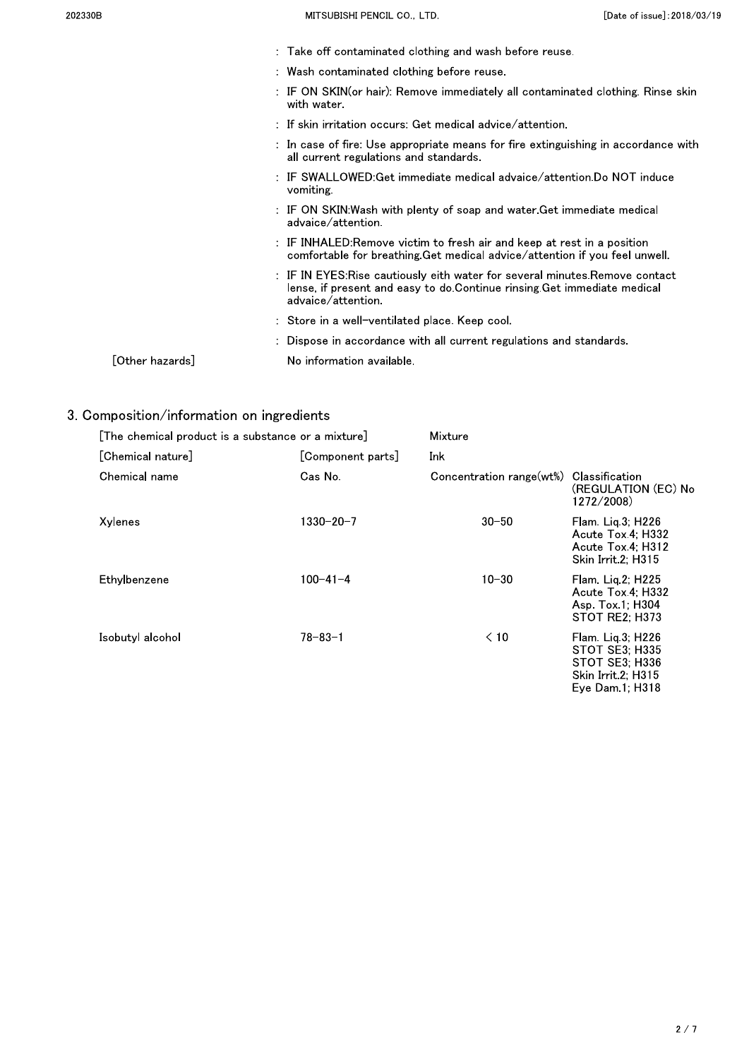: Take off contaminated clothing and wash before reuse.

: Wash contaminated clothing before reuse.

: IF ON SKIN(or hair): Remove immediately all contaminated clothing. Rinse skin with water.

: If skin irritation occurs: Get medical advice/attention.

: In case of fire: Use appropriate means for fire extinguishing in accordance with all current regulations and standards.

: IF SWALLOWED:Get immediate medical advaice/attention.Do NOT induce vomiting.

: IF ON SKIN:Wash with plenty of soap and water.Get immediate medical advaice/attention.

: IF INHALED:Remove victim to fresh air and keep at rest in a position comfortable for breathing.Get medical advice/attention if you feel unwell.

: IF IN EYES:Rise cautiously eith water for several minutes.Remove contact lense, if present and easy to do.Continue rinsing.Get immediate medical advaice/attention.

: Store in a well-ventilated place. Keep cool.

: Dispose in accordance with all current regulations and standards.

[Other hazards] No information available.

## 3. Composition/information on ingredients

[The chemical product is a substance or a mixture] Mixture

[Chemical nature] [Component parts] Ink

| Chemical name | Cas No. | Concentration range(wt%) | Classification (REGULATION (EC) No 1272/2008) |
|---|---|---|---|
| Xylenes | 1330-20-7 | 30-50 | Flam. Liq.3; H226<br>Acute Tox.4; H332<br>Acute Tox.4; H312<br>Skin Irrit.2; H315 |
| Ethylbenzene | 100-41-4 | 10-30 | Flam. Liq.2; H225<br>Acute Tox.4; H332<br>Asp. Tox.1; H304<br>STOT RE2; H373 |
| Isobutyl alcohol | 78-83-1 | < 10 | Flam. Liq.3; H226<br>STOT SE3; H335<br>STOT SE3; H336<br>Skin Irrit.2; H315<br>Eye Dam.1; H318 |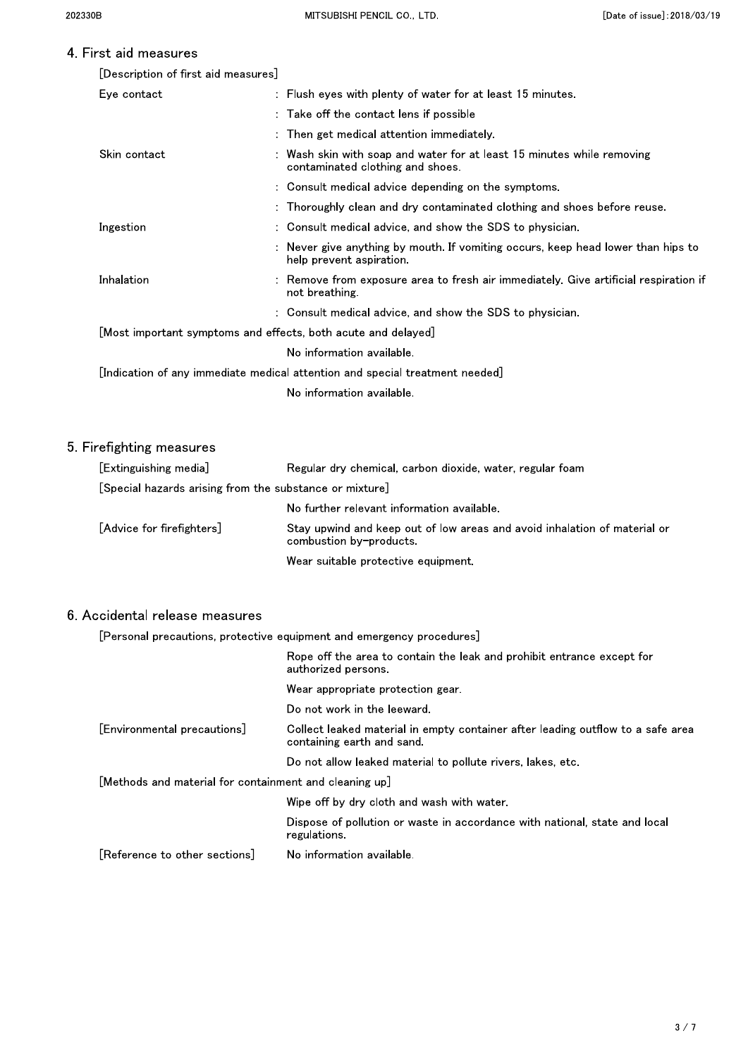## 4. First aid measures

[Description of first aid measures]

| | |
|---|---|
| Eye contact | : Flush eyes with plenty of water for at least 15 minutes. |
| | : Take off the contact lens if possible |
| | : Then get medical attention immediately. |
| Skin contact | : Wash skin with soap and water for at least 15 minutes while removing contaminated clothing and shoes. |
| | : Consult medical advice depending on the symptoms. |
| | : Thoroughly clean and dry contaminated clothing and shoes before reuse. |
| Ingestion | : Consult medical advice, and show the SDS to physician. |
| | : Never give anything by mouth. If vomiting occurs, keep head lower than hips to help prevent aspiration. |
| Inhalation | : Remove from exposure area to fresh air immediately. Give artificial respiration if not breathing. |
| | : Consult medical advice, and show the SDS to physician. |

[Most important symptoms and effects, both acute and delayed]

No information available.

[Indication of any immediate medical attention and special treatment needed]

No information available.

## 5. Firefighting measures

| | |
|---|---|
| [Extinguishing media] | Regular dry chemical, carbon dioxide, water, regular foam |

[Special hazards arising from the substance or mixture]

No further relevant information available.

| | |
|---|---|
| [Advice for firefighters] | Stay upwind and keep out of low areas and avoid inhalation of material or combustion by-products. |
| | Wear suitable protective equipment. |

## 6. Accidental release measures

[Personal precautions, protective equipment and emergency procedures]

Rope off the area to contain the leak and prohibit entrance except for authorized persons.

Wear appropriate protection gear.

Do not work in the leeward.

| | |
|---|---|
| [Environmental precautions] | Collect leaked material in empty container after leading outflow to a safe area containing earth and sand. |
| | Do not allow leaked material to pollute rivers, lakes, etc. |

[Methods and material for containment and cleaning up]

Wipe off by dry cloth and wash with water.

Dispose of pollution or waste in accordance with national, state and local regulations.

| | |
|---|---|
| [Reference to other sections] | No information available. |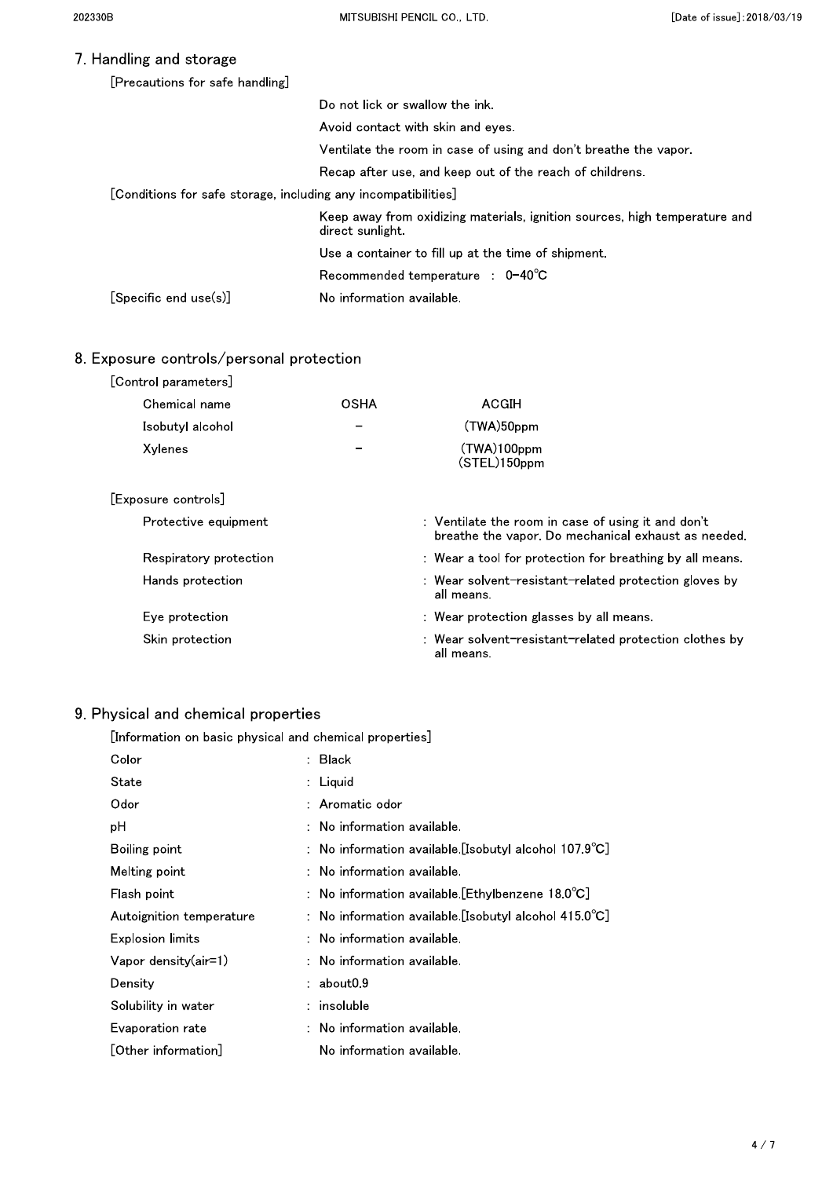## 7. Handling and storage

[Precautions for safe handling]

Do not lick or swallow the ink.

Avoid contact with skin and eyes.

Ventilate the room in case of using and don't breathe the vapor.

Recap after use, and keep out of the reach of childrens.

[Conditions for safe storage, including any incompatibilities]

Keep away from oxidizing materials, ignition sources, high temperature and direct sunlight.

Use a container to fill up at the time of shipment.

Recommended temperature : 0-40℃

[Specific end use(s)] No information available.

## 8. Exposure controls/personal protection

[Control parameters]

| Chemical name | OSHA | ACGIH |
|---|---|---|
| Isobutyl alcohol | - | (TWA)50ppm |
| Xylenes | - | (TWA)100ppm<br>(STEL)150ppm |

[Exposure controls]

| | |
|---|---|
| Protective equipment | : Ventilate the room in case of using it and don't breathe the vapor. Do mechanical exhaust as needed. |
| Respiratory protection | : Wear a tool for protection for breathing by all means. |
| Hands protection | : Wear solvent-resistant-related protection gloves by all means. |
| Eye protection | : Wear protection glasses by all means. |
| Skin protection | : Wear solvent-resistant-related protection clothes by all means. |

## 9. Physical and chemical properties

[Information on basic physical and chemical properties]

| | |
|---|---|
| Color | : Black |
| State | : Liquid |
| Odor | : Aromatic odor |
| pH | : No information available. |
| Boiling point | : No information available.[Isobutyl alcohol 107.9℃] |
| Melting point | : No information available. |
| Flash point | : No information available.[Ethylbenzene 18.0℃] |
| Autoignition temperature | : No information available.[Isobutyl alcohol 415.0℃] |
| Explosion limits | : No information available. |
| Vapor density(air=1) | : No information available. |
| Density | : about0.9 |
| Solubility in water | : insoluble |
| Evaporation rate | : No information available. |
| [Other information] | No information available. |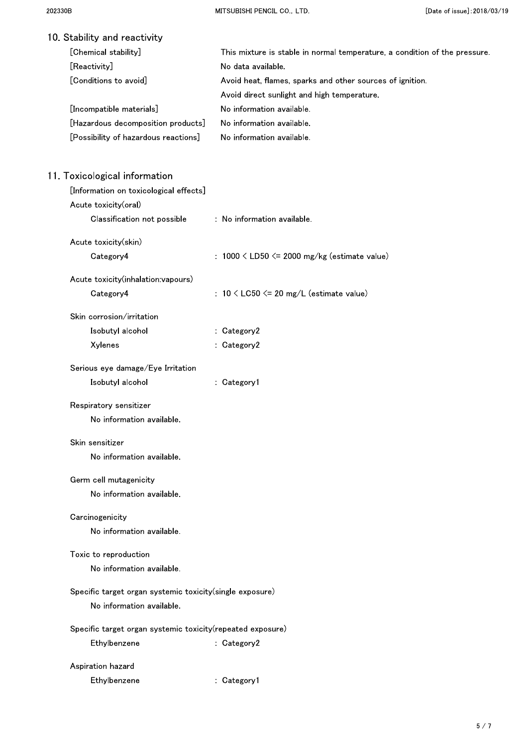## 10. Stability and reactivity

| | |
|---|---|
| [Chemical stability] | This mixture is stable in normal temperature, a condition of the pressure. |
| [Reactivity] | No data available. |
| [Conditions to avoid] | Avoid heat, flames, sparks and other sources of ignition. Avoid direct sunlight and high temperature. |
| [Incompatible materials] | No information available. |
| [Hazardous decomposition products] | No information available. |
| [Possibility of hazardous reactions] | No information available. |

## 11. Toxicological information

[Information on toxicological effects]

**Acute toxicity(oral)**

Classification not possible : No information available.

**Acute toxicity(skin)**

Category4 : 1000 < LD50 <= 2000 mg/kg (estimate value)

**Acute toxicity(inhalation:vapours)**

Category4 : 10 < LC50 <= 20 mg/L (estimate value)

**Skin corrosion/irritation**

Isobutyl alcohol : Category2

Xylenes : Category2

**Serious eye damage/Eye Irritation**

Isobutyl alcohol : Category1

**Respiratory sensitizer**

No information available.

**Skin sensitizer**

No information available.

**Germ cell mutagenicity**

No information available.

**Carcinogenicity**

No information available.

**Toxic to reproduction**

No information available.

**Specific target organ systemic toxicity(single exposure)**

No information available.

**Specific target organ systemic toxicity(repeated exposure)**

Ethylbenzene : Category2

**Aspiration hazard**

Ethylbenzene : Category1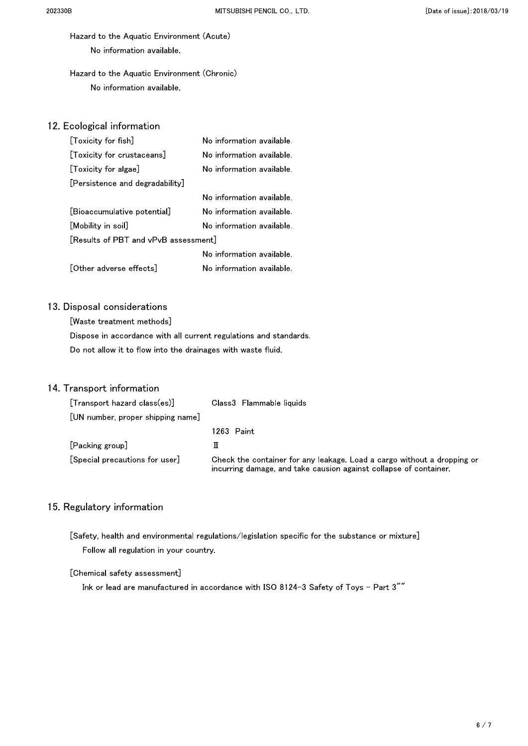Hazard to the Aquatic Environment (Acute)

No information available.

Hazard to the Aquatic Environment (Chronic)

No information available.

## 12. Ecological information

| | |
|---|---|
| [Toxicity for fish] | No information available. |
| [Toxicity for crustaceans] | No information available. |
| [Toxicity for algae] | No information available. |
| [Persistence and degradability] | No information available. |
| [Bioaccumulative potential] | No information available. |
| [Mobility in soil] | No information available. |
| [Results of PBT and vPvB assessment] | No information available. |
| [Other adverse effects] | No information available. |

## 13. Disposal considerations

[Waste treatment methods]

Dispose in accordance with all current regulations and standards.

Do not allow it to flow into the drainages with waste fluid.

## 14. Transport information

| | |
|---|---|
| [Transport hazard class(es)] | Class3 Flammable liquids |
| [UN number, proper shipping name] | 1263 Paint |
| [Packing group] | II |
| [Special precautions for user] | Check the container for any leakage. Load a cargo without a dropping or incurring damage, and take causion against collapse of container. |

## 15. Regulatory information

[Safety, health and environmental regulations/legislation specific for the substance or mixture]

Follow all regulation in your country.

[Chemical safety assessment]

Ink or lead are manufactured in accordance with ISO 8124-3 Safety of Toys - Part 3""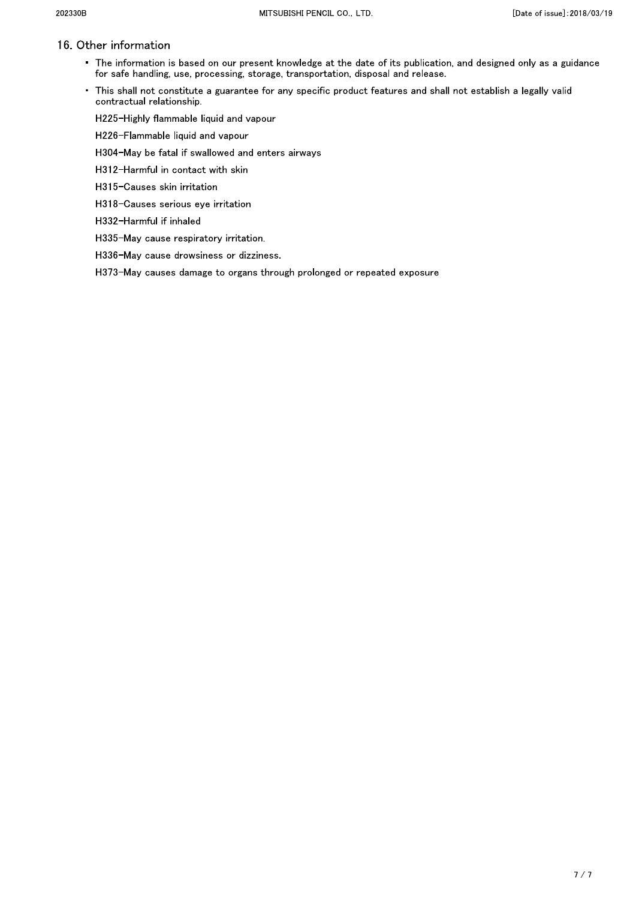## 16. Other information

- The information is based on our present knowledge at the date of its publication, and designed only as a guidance for safe handling, use, processing, storage, transportation, disposal and release.
- This shall not constitute a guarantee for any specific product features and shall not establish a legally valid contractual relationship.

H225–Highly flammable liquid and vapour

H226–Flammable liquid and vapour

H304–May be fatal if swallowed and enters airways

H312–Harmful in contact with skin

H315–Causes skin irritation

H318–Causes serious eye irritation

H332–Harmful if inhaled

H335–May cause respiratory irritation.

H336–May cause drowsiness or dizziness.

H373–May causes damage to organs through prolonged or repeated exposure